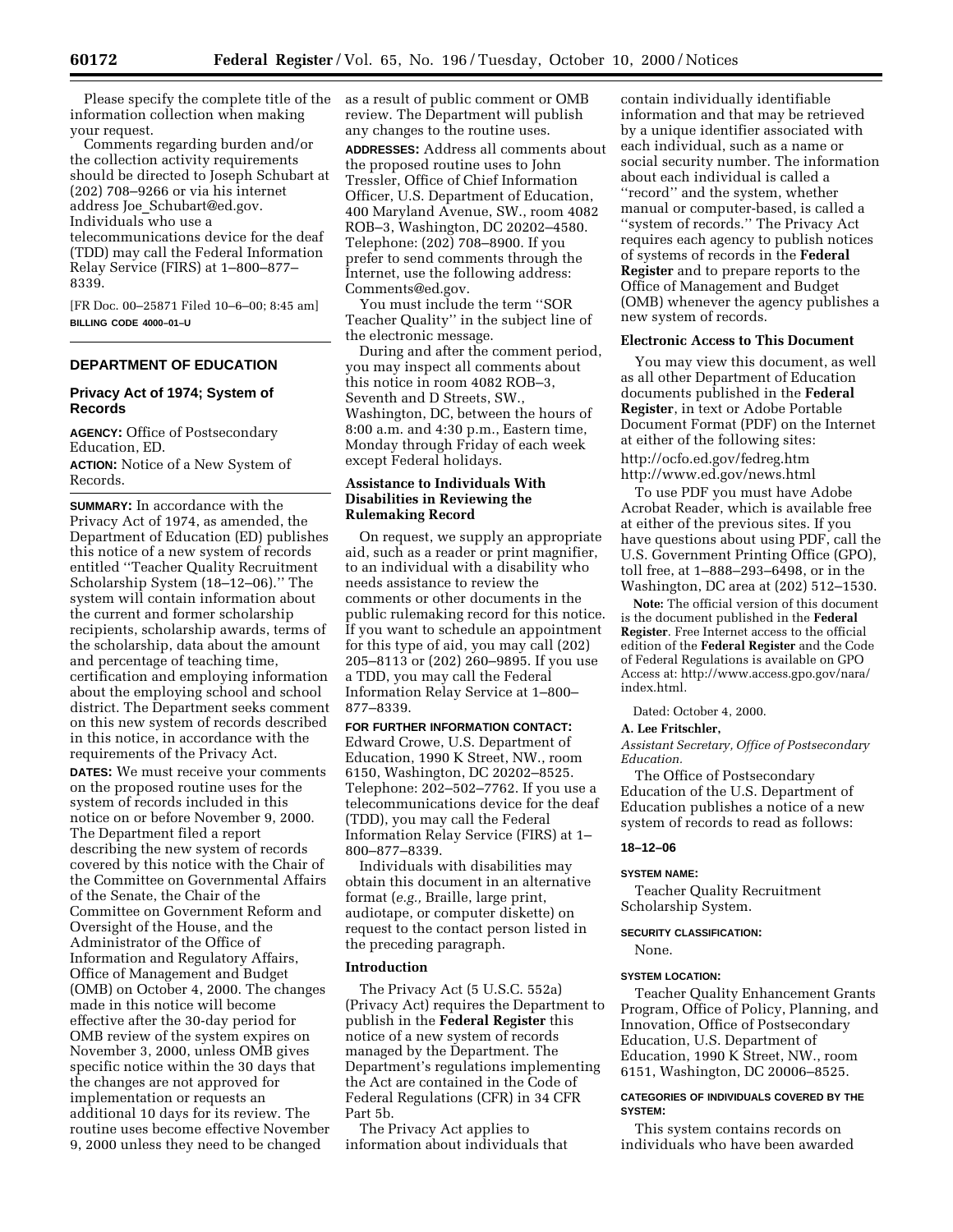Please specify the complete title of the information collection when making your request.

Comments regarding burden and/or the collection activity requirements should be directed to Joseph Schubart at (202) 708–9266 or via his internet address Joe_Schubart@ed.gov. Individuals who use a telecommunications device for the deaf (TDD) may call the Federal Information Relay Service (FIRS) at 1–800–877–8339.

[FR Doc. 00–25871 Filed 10–6–00; 8:45 am]

**BILLING CODE 4000–01–U**

## DEPARTMENT OF EDUCATION

### Privacy Act of 1974; System of Records

**AGENCY:** Office of Postsecondary Education, ED.

**ACTION:** Notice of a New System of Records.

**SUMMARY:** In accordance with the Privacy Act of 1974, as amended, the Department of Education (ED) publishes this notice of a new system of records entitled ''Teacher Quality Recruitment Scholarship System (18–12–06).'' The system will contain information about the current and former scholarship recipients, scholarship awards, terms of the scholarship, data about the amount and percentage of teaching time, certification and employing information about the employing school and school district. The Department seeks comment on this new system of records described in this notice, in accordance with the requirements of the Privacy Act.

**DATES:** We must receive your comments on the proposed routine uses for the system of records included in this notice on or before November 9, 2000. The Department filed a report describing the new system of records covered by this notice with the Chair of the Committee on Governmental Affairs of the Senate, the Chair of the Committee on Government Reform and Oversight of the House, and the Administrator of the Office of Information and Regulatory Affairs, Office of Management and Budget (OMB) on October 4, 2000. The changes made in this notice will become effective after the 30-day period for OMB review of the system expires on November 3, 2000, unless OMB gives specific notice within the 30 days that the changes are not approved for implementation or requests an additional 10 days for its review. The routine uses become effective November 9, 2000 unless they need to be changed as a result of public comment or OMB review. The Department will publish any changes to the routine uses.

**ADDRESSES:** Address all comments about the proposed routine uses to John Tressler, Office of Chief Information Officer, U.S. Department of Education, 400 Maryland Avenue, SW., room 4082 ROB–3, Washington, DC 20202–4580. Telephone: (202) 708–8900. If you prefer to send comments through the Internet, use the following address: Comments@ed.gov.

You must include the term ''SOR Teacher Quality'' in the subject line of the electronic message.

During and after the comment period, you may inspect all comments about this notice in room 4082 ROB–3, Seventh and D Streets, SW., Washington, DC, between the hours of 8:00 a.m. and 4:30 p.m., Eastern time, Monday through Friday of each week except Federal holidays.

### Assistance to Individuals With Disabilities in Reviewing the Rulemaking Record

On request, we supply an appropriate aid, such as a reader or print magnifier, to an individual with a disability who needs assistance to review the comments or other documents in the public rulemaking record for this notice. If you want to schedule an appointment for this type of aid, you may call (202) 205–8113 or (202) 260–9895. If you use a TDD, you may call the Federal Information Relay Service at 1–800–877–8339.

**FOR FURTHER INFORMATION CONTACT:** Edward Crowe, U.S. Department of Education, 1990 K Street, NW., room 6150, Washington, DC 20202–8525. Telephone: 202–502–7762. If you use a telecommunications device for the deaf (TDD), you may call the Federal Information Relay Service (FIRS) at 1–800–877–8339.

Individuals with disabilities may obtain this document in an alternative format (*e.g.,* Braille, large print, audiotape, or computer diskette) on request to the contact person listed in the preceding paragraph.

### Introduction

The Privacy Act (5 U.S.C. 552a) (Privacy Act) requires the Department to publish in the **Federal Register** this notice of a new system of records managed by the Department. The Department's regulations implementing the Act are contained in the Code of Federal Regulations (CFR) in 34 CFR Part 5b.

The Privacy Act applies to information about individuals that contain individually identifiable information and that may be retrieved by a unique identifier associated with each individual, such as a name or social security number. The information about each individual is called a ''record'' and the system, whether manual or computer-based, is called a ''system of records.'' The Privacy Act requires each agency to publish notices of systems of records in the **Federal Register** and to prepare reports to the Office of Management and Budget (OMB) whenever the agency publishes a new system of records.

### Electronic Access to This Document

You may view this document, as well as all other Department of Education documents published in the **Federal Register**, in text or Adobe Portable Document Format (PDF) on the Internet at either of the following sites:

http://ocfo.ed.gov/fedreg.htm
http://www.ed.gov/news.html

To use PDF you must have Adobe Acrobat Reader, which is available free at either of the previous sites. If you have questions about using PDF, call the U.S. Government Printing Office (GPO), toll free, at 1–888–293–6498, or in the Washington, DC area at (202) 512–1530.

**Note:** The official version of this document is the document published in the **Federal Register**. Free Internet access to the official edition of the **Federal Register** and the Code of Federal Regulations is available on GPO Access at: http://www.access.gpo.gov/nara/index.html.

Dated: October 4, 2000.

**A. Lee Fritschler,**

*Assistant Secretary, Office of Postsecondary Education.*

The Office of Postsecondary Education of the U.S. Department of Education publishes a notice of a new system of records to read as follows:

**18–12–06**

**SYSTEM NAME:**

Teacher Quality Recruitment Scholarship System.

**SECURITY CLASSIFICATION:**

None.

**SYSTEM LOCATION:**

Teacher Quality Enhancement Grants Program, Office of Policy, Planning, and Innovation, Office of Postsecondary Education, U.S. Department of Education, 1990 K Street, NW., room 6151, Washington, DC 20006–8525.

**CATEGORIES OF INDIVIDUALS COVERED BY THE SYSTEM:**

This system contains records on individuals who have been awarded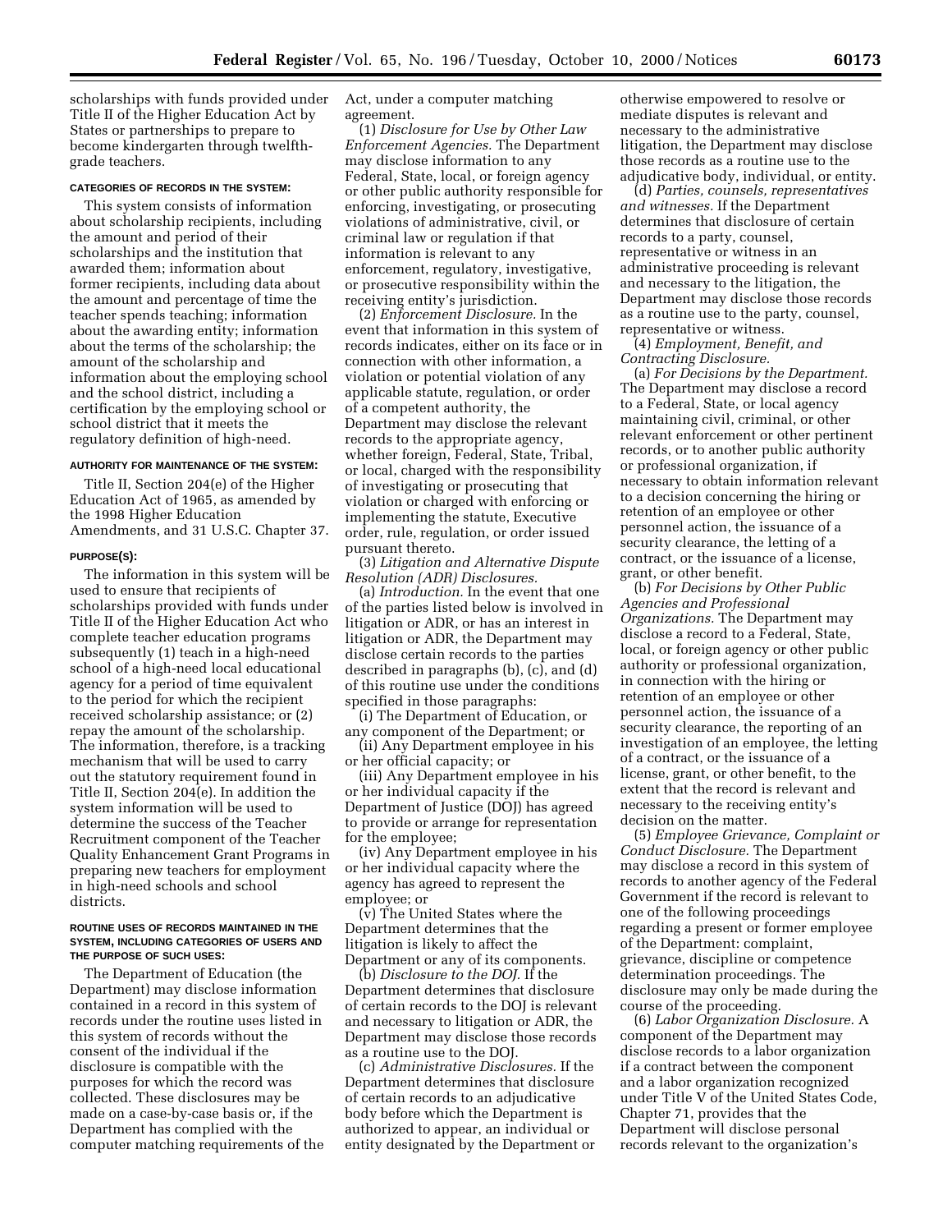scholarships with funds provided under Title II of the Higher Education Act by States or partnerships to prepare to become kindergarten through twelfth-grade teachers.

#### CATEGORIES OF RECORDS IN THE SYSTEM:

This system consists of information about scholarship recipients, including the amount and period of their scholarships and the institution that awarded them; information about former recipients, including data about the amount and percentage of time the teacher spends teaching; information about the awarding entity; information about the terms of the scholarship; the amount of the scholarship and information about the employing school and the school district, including a certification by the employing school or school district that it meets the regulatory definition of high-need.

#### AUTHORITY FOR MAINTENANCE OF THE SYSTEM:

Title II, Section 204(e) of the Higher Education Act of 1965, as amended by the 1998 Higher Education Amendments, and 31 U.S.C. Chapter 37.

#### PURPOSE(S):

The information in this system will be used to ensure that recipients of scholarships provided with funds under Title II of the Higher Education Act who complete teacher education programs subsequently (1) teach in a high-need school of a high-need local educational agency for a period of time equivalent to the period for which the recipient received scholarship assistance; or (2) repay the amount of the scholarship. The information, therefore, is a tracking mechanism that will be used to carry out the statutory requirement found in Title II, Section 204(e). In addition the system information will be used to determine the success of the Teacher Recruitment component of the Teacher Quality Enhancement Grant Programs in preparing new teachers for employment in high-need schools and school districts.

#### ROUTINE USES OF RECORDS MAINTAINED IN THE SYSTEM, INCLUDING CATEGORIES OF USERS AND THE PURPOSE OF SUCH USES:

The Department of Education (the Department) may disclose information contained in a record in this system of records under the routine uses listed in this system of records without the consent of the individual if the disclosure is compatible with the purposes for which the record was collected. These disclosures may be made on a case-by-case basis or, if the Department has complied with the computer matching requirements of the Act, under a computer matching agreement.

(1) *Disclosure for Use by Other Law Enforcement Agencies.* The Department may disclose information to any Federal, State, local, or foreign agency or other public authority responsible for enforcing, investigating, or prosecuting violations of administrative, civil, or criminal law or regulation if that information is relevant to any enforcement, regulatory, investigative, or prosecutive responsibility within the receiving entity's jurisdiction.

(2) *Enforcement Disclosure.* In the event that information in this system of records indicates, either on its face or in connection with other information, a violation or potential violation of any applicable statute, regulation, or order of a competent authority, the Department may disclose the relevant records to the appropriate agency, whether foreign, Federal, State, Tribal, or local, charged with the responsibility of investigating or prosecuting that violation or charged with enforcing or implementing the statute, Executive order, rule, regulation, or order issued pursuant thereto.

(3) *Litigation and Alternative Dispute Resolution (ADR) Disclosures.*

(a) *Introduction.* In the event that one of the parties listed below is involved in litigation or ADR, or has an interest in litigation or ADR, the Department may disclose certain records to the parties described in paragraphs (b), (c), and (d) of this routine use under the conditions specified in those paragraphs:

(i) The Department of Education, or any component of the Department; or

(ii) Any Department employee in his or her official capacity; or

(iii) Any Department employee in his or her individual capacity if the Department of Justice (DOJ) has agreed to provide or arrange for representation for the employee;

(iv) Any Department employee in his or her individual capacity where the agency has agreed to represent the employee; or

(v) The United States where the Department determines that the litigation is likely to affect the Department or any of its components.

(b) *Disclosure to the DOJ.* If the Department determines that disclosure of certain records to the DOJ is relevant and necessary to litigation or ADR, the Department may disclose those records as a routine use to the DOJ.

(c) *Administrative Disclosures.* If the Department determines that disclosure of certain records to an adjudicative body before which the Department is authorized to appear, an individual or entity designated by the Department or otherwise empowered to resolve or mediate disputes is relevant and necessary to the administrative litigation, the Department may disclose those records as a routine use to the adjudicative body, individual, or entity.

(d) *Parties, counsels, representatives and witnesses.* If the Department determines that disclosure of certain records to a party, counsel, representative or witness in an administrative proceeding is relevant and necessary to the litigation, the Department may disclose those records as a routine use to the party, counsel, representative or witness.

(4) *Employment, Benefit, and Contracting Disclosure.*

(a) *For Decisions by the Department.* The Department may disclose a record to a Federal, State, or local agency maintaining civil, criminal, or other relevant enforcement or other pertinent records, or to another public authority or professional organization, if necessary to obtain information relevant to a decision concerning the hiring or retention of an employee or other personnel action, the issuance of a security clearance, the letting of a contract, or the issuance of a license, grant, or other benefit.

(b) *For Decisions by Other Public Agencies and Professional Organizations.* The Department may disclose a record to a Federal, State, local, or foreign agency or other public authority or professional organization, in connection with the hiring or retention of an employee or other personnel action, the issuance of a security clearance, the reporting of an investigation of an employee, the letting of a contract, or the issuance of a license, grant, or other benefit, to the extent that the record is relevant and necessary to the receiving entity's decision on the matter.

(5) *Employee Grievance, Complaint or Conduct Disclosure.* The Department may disclose a record in this system of records to another agency of the Federal Government if the record is relevant to one of the following proceedings regarding a present or former employee of the Department: complaint, grievance, discipline or competence determination proceedings. The disclosure may only be made during the course of the proceeding.

(6) *Labor Organization Disclosure.* A component of the Department may disclose records to a labor organization if a contract between the component and a labor organization recognized under Title V of the United States Code, Chapter 71, provides that the Department will disclose personal records relevant to the organization's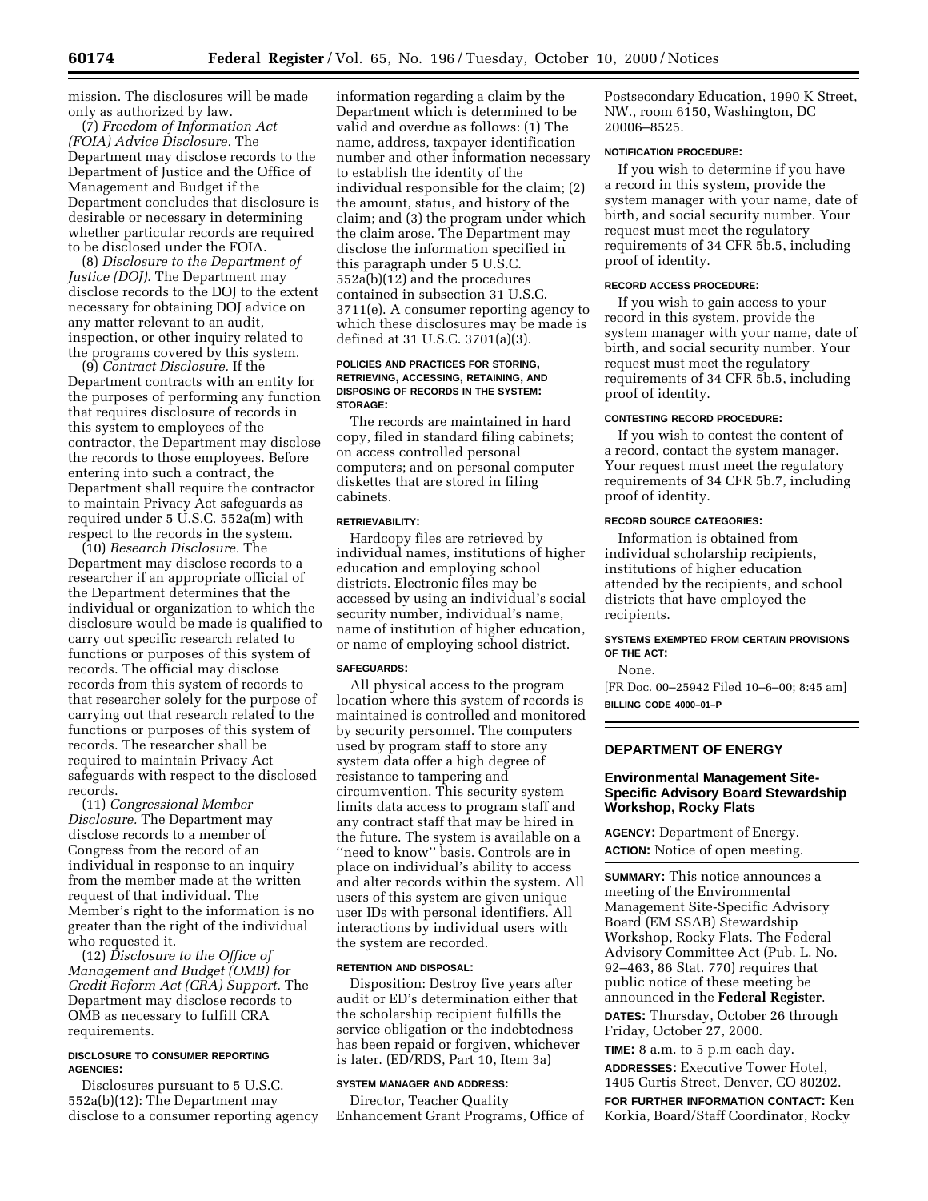mission. The disclosures will be made only as authorized by law.

(7) *Freedom of Information Act (FOIA) Advice Disclosure.* The Department may disclose records to the Department of Justice and the Office of Management and Budget if the Department concludes that disclosure is desirable or necessary in determining whether particular records are required to be disclosed under the FOIA.

(8) *Disclosure to the Department of Justice (DOJ).* The Department may disclose records to the DOJ to the extent necessary for obtaining DOJ advice on any matter relevant to an audit, inspection, or other inquiry related to the programs covered by this system.

(9) *Contract Disclosure.* If the Department contracts with an entity for the purposes of performing any function that requires disclosure of records in this system to employees of the contractor, the Department may disclose the records to those employees. Before entering into such a contract, the Department shall require the contractor to maintain Privacy Act safeguards as required under 5 U.S.C. 552a(m) with respect to the records in the system.

(10) *Research Disclosure.* The Department may disclose records to a researcher if an appropriate official of the Department determines that the individual or organization to which the disclosure would be made is qualified to carry out specific research related to functions or purposes of this system of records. The official may disclose records from this system of records to that researcher solely for the purpose of carrying out that research related to the functions or purposes of this system of records. The researcher shall be required to maintain Privacy Act safeguards with respect to the disclosed records.

(11) *Congressional Member Disclosure.* The Department may disclose records to a member of Congress from the record of an individual in response to an inquiry from the member made at the written request of that individual. The Member's right to the information is no greater than the right of the individual who requested it.

(12) *Disclosure to the Office of Management and Budget (OMB) for Credit Reform Act (CRA) Support.* The Department may disclose records to OMB as necessary to fulfill CRA requirements.

#### DISCLOSURE TO CONSUMER REPORTING AGENCIES:

Disclosures pursuant to 5 U.S.C. 552a(b)(12): The Department may disclose to a consumer reporting agency information regarding a claim by the Department which is determined to be valid and overdue as follows: (1) The name, address, taxpayer identification number and other information necessary to establish the identity of the individual responsible for the claim; (2) the amount, status, and history of the claim; and (3) the program under which the claim arose. The Department may disclose the information specified in this paragraph under 5 U.S.C. 552a(b)(12) and the procedures contained in subsection 31 U.S.C. 3711(e). A consumer reporting agency to which these disclosures may be made is defined at 31 U.S.C. 3701(a)(3).

#### POLICIES AND PRACTICES FOR STORING, RETRIEVING, ACCESSING, RETAINING, AND DISPOSING OF RECORDS IN THE SYSTEM:

#### STORAGE:

The records are maintained in hard copy, filed in standard filing cabinets; on access controlled personal computers; and on personal computer diskettes that are stored in filing cabinets.

#### RETRIEVABILITY:

Hardcopy files are retrieved by individual names, institutions of higher education and employing school districts. Electronic files may be accessed by using an individual's social security number, individual's name, name of institution of higher education, or name of employing school district.

#### SAFEGUARDS:

All physical access to the program location where this system of records is maintained is controlled and monitored by security personnel. The computers used by program staff to store any system data offer a high degree of resistance to tampering and circumvention. This security system limits data access to program staff and any contract staff that may be hired in the future. The system is available on a ''need to know'' basis. Controls are in place on individual's ability to access and alter records within the system. All users of this system are given unique user IDs with personal identifiers. All interactions by individual users with the system are recorded.

#### RETENTION AND DISPOSAL:

Disposition: Destroy five years after audit or ED's determination either that the scholarship recipient fulfills the service obligation or the indebtedness has been repaid or forgiven, whichever is later. (ED/RDS, Part 10, Item 3a)

#### SYSTEM MANAGER AND ADDRESS:

Director, Teacher Quality Enhancement Grant Programs, Office of Postsecondary Education, 1990 K Street, NW., room 6150, Washington, DC 20006–8525.

#### NOTIFICATION PROCEDURE:

If you wish to determine if you have a record in this system, provide the system manager with your name, date of birth, and social security number. Your request must meet the regulatory requirements of 34 CFR 5b.5, including proof of identity.

#### RECORD ACCESS PROCEDURE:

If you wish to gain access to your record in this system, provide the system manager with your name, date of birth, and social security number. Your request must meet the regulatory requirements of 34 CFR 5b.5, including proof of identity.

#### CONTESTING RECORD PROCEDURE:

If you wish to contest the content of a record, contact the system manager. Your request must meet the regulatory requirements of 34 CFR 5b.7, including proof of identity.

#### RECORD SOURCE CATEGORIES:

Information is obtained from individual scholarship recipients, institutions of higher education attended by the recipients, and school districts that have employed the recipients.

#### SYSTEMS EXEMPTED FROM CERTAIN PROVISIONS OF THE ACT:

None.

[FR Doc. 00–25942 Filed 10–6–00; 8:45 am]

**BILLING CODE 4000–01–P**

---

## DEPARTMENT OF ENERGY

### Environmental Management Site-Specific Advisory Board Stewardship Workshop, Rocky Flats

**AGENCY:** Department of Energy.

**ACTION:** Notice of open meeting.

---

**SUMMARY:** This notice announces a meeting of the Environmental Management Site-Specific Advisory Board (EM SSAB) Stewardship Workshop, Rocky Flats. The Federal Advisory Committee Act (Pub. L. No. 92–463, 86 Stat. 770) requires that public notice of these meeting be announced in the **Federal Register**.

**DATES:** Thursday, October 26 through Friday, October 27, 2000.

**TIME:** 8 a.m. to 5 p.m each day.

**ADDRESSES:** Executive Tower Hotel, 1405 Curtis Street, Denver, CO 80202.

**FOR FURTHER INFORMATION CONTACT:** Ken Korkia, Board/Staff Coordinator, Rocky